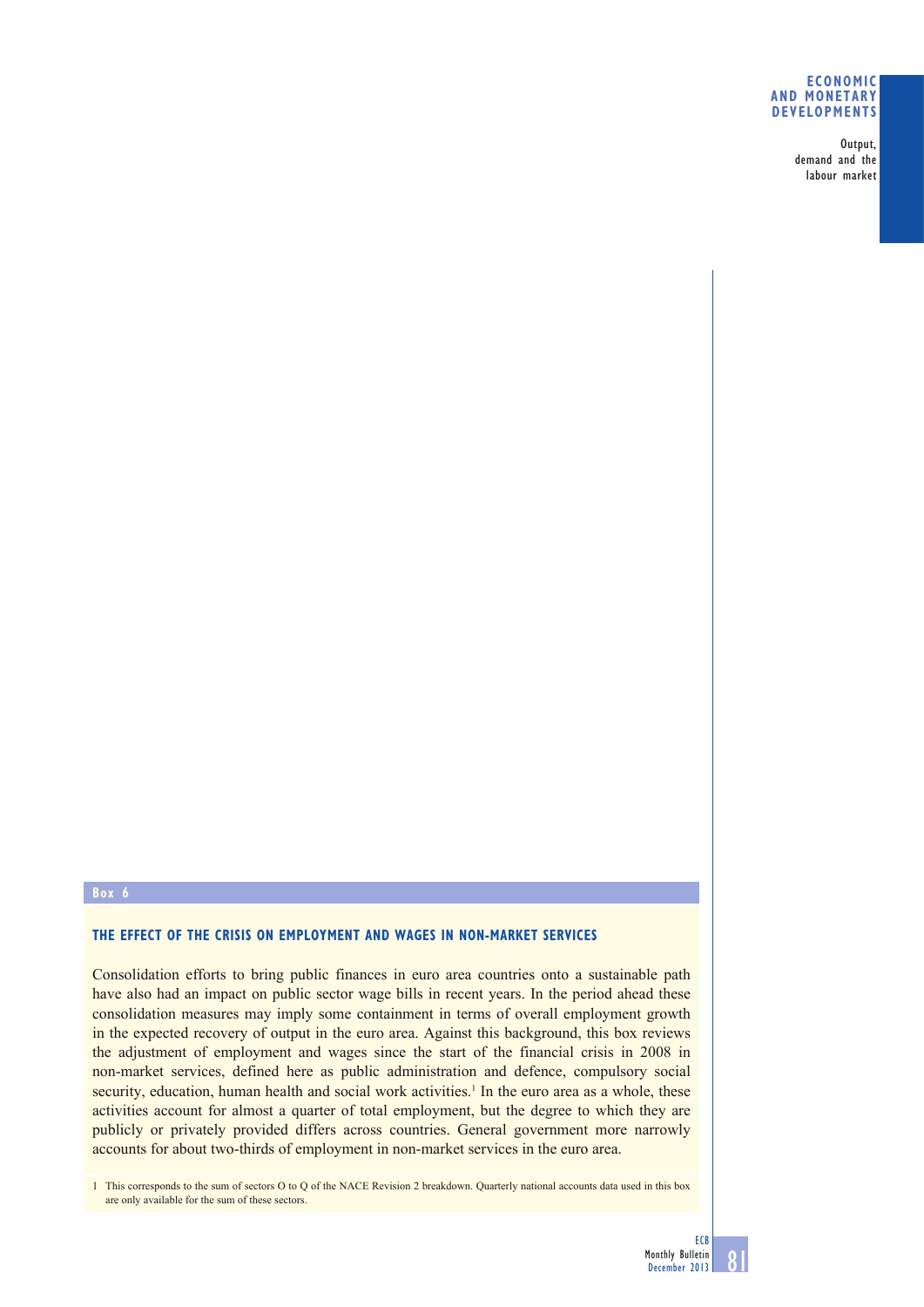**Box 6**

## THE EFFECT OF THE CRISIS ON EMPLOYMENT AND WAGES IN NON-MARKET SERVICES

Consolidation efforts to bring public finances in euro area countries onto a sustainable path have also had an impact on public sector wage bills in recent years. In the period ahead these consolidation measures may imply some containment in terms of overall employment growth in the expected recovery of output in the euro area. Against this background, this box reviews the adjustment of employment and wages since the start of the financial crisis in 2008 in non-market services, defined here as public administration and defence, compulsory social security, education, human health and social work activities.[1] In the euro area as a whole, these activities account for almost a quarter of total employment, but the degree to which they are publicly or privately provided differs across countries. General government more narrowly accounts for about two-thirds of employment in non-market services in the euro area.

1 This corresponds to the sum of sectors O to Q of the NACE Revision 2 breakdown. Quarterly national accounts data used in this box are only available for the sum of these sectors.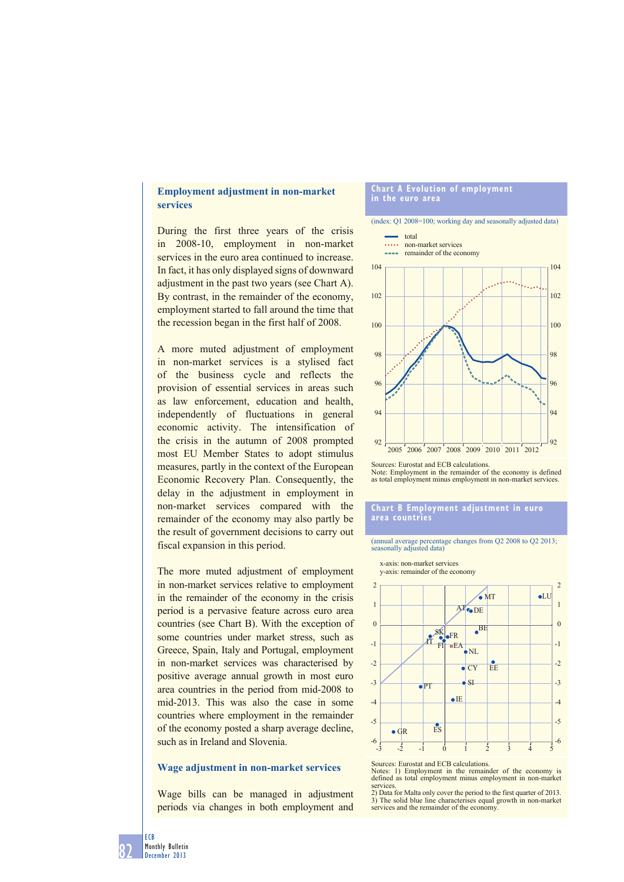## Employment adjustment in non-market services

During the first three years of the crisis in 2008-10, employment in non-market services in the euro area continued to increase. In fact, it has only displayed signs of downward adjustment in the past two years (see Chart A). By contrast, in the remainder of the economy, employment started to fall around the time that the recession began in the first half of 2008.

A more muted adjustment of employment in non-market services is a stylised fact of the business cycle and reflects the provision of essential services in areas such as law enforcement, education and health, independently of fluctuations in general economic activity. The intensification of the crisis in the autumn of 2008 prompted most EU Member States to adopt stimulus measures, partly in the context of the European Economic Recovery Plan. Consequently, the delay in the adjustment in employment in non-market services compared with the remainder of the economy may also partly be the result of government decisions to carry out fiscal expansion in this period.

The more muted adjustment of employment in non-market services relative to employment in the remainder of the economy in the crisis period is a pervasive feature across euro area countries (see Chart B). With the exception of some countries under market stress, such as Greece, Spain, Italy and Portugal, employment in non-market services was characterised by positive average annual growth in most euro area countries in the period from mid-2008 to mid-2013. This was also the case in some countries where employment in the remainder of the economy posted a sharp average decline, such as in Ireland and Slovenia.

## Wage adjustment in non-market services

Wage bills can be managed in adjustment periods via changes in both employment and

**Chart A Evolution of employment in the euro area**

(index: Q1 2008=100; working day and seasonally adjusted data)

Sources: Eurostat and ECB calculations.
Note: Employment in the remainder of the economy is defined as total employment minus employment in non-market services.

**Chart B Employment adjustment in euro area countries**

(annual average percentage changes from Q2 2008 to Q2 2013; seasonally adjusted data)

Sources: Eurostat and ECB calculations.
Notes: 1) Employment in the remainder of the economy is defined as total employment minus employment in non-market services.
2) Data for Malta only cover the period to the first quarter of 2013.
3) The solid blue line characterises equal growth in non-market services and the remainder of the economy.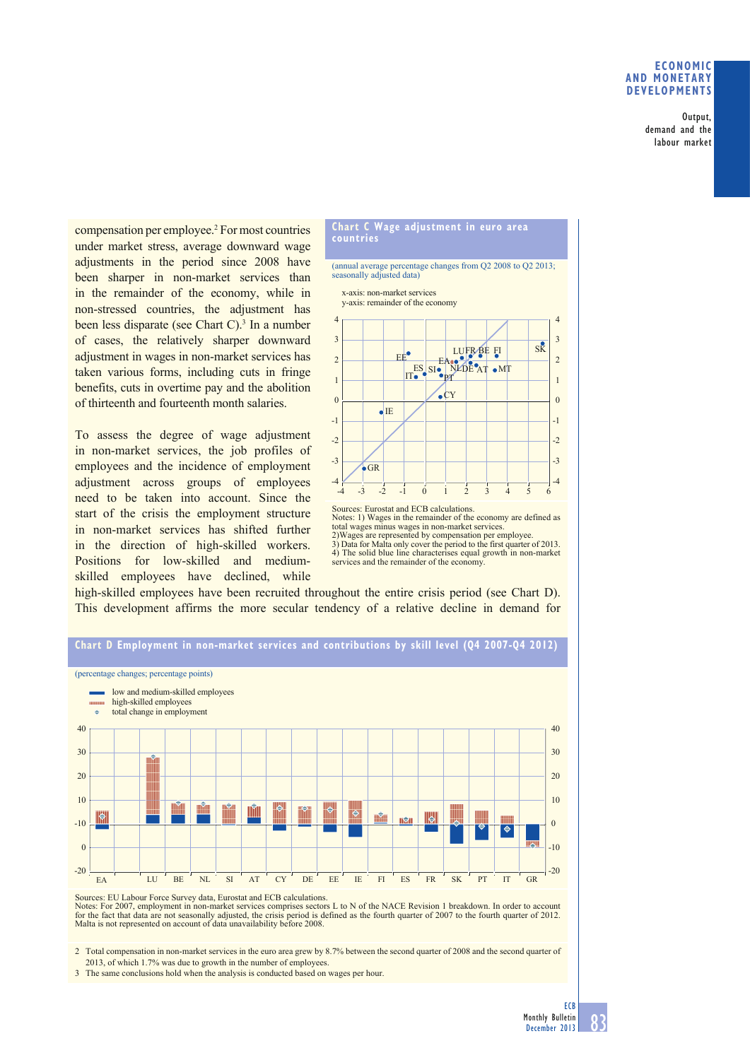compensation per employee.[2] For most countries under market stress, average downward wage adjustments in the period since 2008 have been sharper in non-market services than in the remainder of the economy, while in non-stressed countries, the adjustment has been less disparate (see Chart C).[3] In a number of cases, the relatively sharper downward adjustment in wages in non-market services has taken various forms, including cuts in fringe benefits, cuts in overtime pay and the abolition of thirteenth and fourteenth month salaries.

To assess the degree of wage adjustment in non-market services, the job profiles of employees and the incidence of employment adjustment across groups of employees need to be taken into account. Since the start of the crisis the employment structure in non-market services has shifted further in the direction of high-skilled workers. Positions for low-skilled and medium-skilled employees have declined, while high-skilled employees have been recruited throughout the entire crisis period (see Chart D). This development affirms the more secular tendency of a relative decline in demand for

**Chart C Wage adjustment in euro area countries**

(annual average percentage changes from Q2 2008 to Q2 2013; seasonally adjusted data)

x-axis: non-market services
y-axis: remainder of the economy

Sources: Eurostat and ECB calculations.
Notes: 1) Wages in the remainder of the economy are defined as total wages minus wages in non-market services.
2) Wages are represented by compensation per employee.
3) Data for Malta only cover the period to the first quarter of 2013.
4) The solid blue line characterises equal growth in non-market services and the remainder of the economy.

**Chart D Employment in non-market services and contributions by skill level (Q4 2007-Q4 2012)**

(percentage changes; percentage points)

- low and medium-skilled employees
- high-skilled employees
- total change in employment

Sources: EU Labour Force Survey data, Eurostat and ECB calculations.
Notes: For 2007, employment in non-market services comprises sectors L to N of the NACE Revision 1 breakdown. In order to account for the fact that data are not seasonally adjusted, the crisis period is defined as the fourth quarter of 2007 to the fourth quarter of 2012. Malta is not represented on account of data unavailability before 2008.

2 Total compensation in non-market services in the euro area grew by 8.7% between the second quarter of 2008 and the second quarter of 2013, of which 1.7% was due to growth in the number of employees.

3 The same conclusions hold when the analysis is conducted based on wages per hour.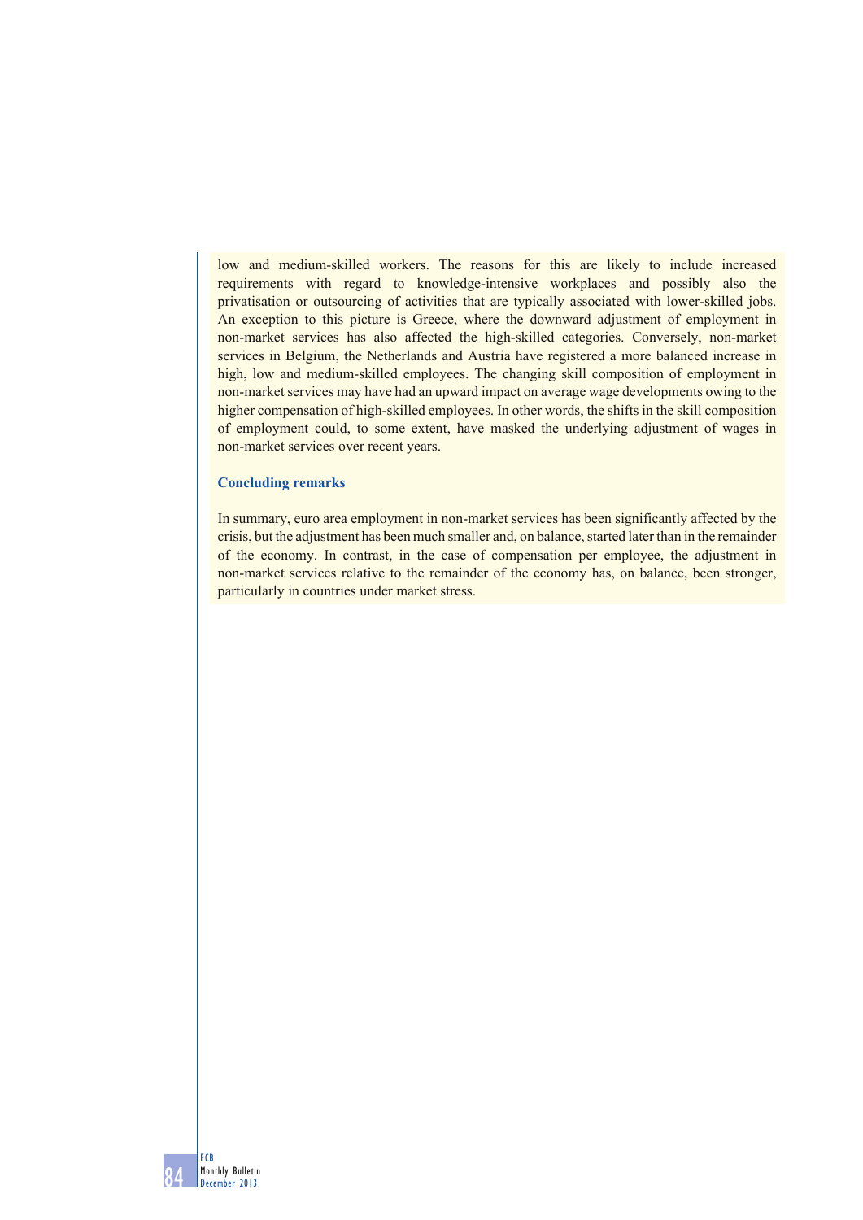low and medium-skilled workers. The reasons for this are likely to include increased requirements with regard to knowledge-intensive workplaces and possibly also the privatisation or outsourcing of activities that are typically associated with lower-skilled jobs. An exception to this picture is Greece, where the downward adjustment of employment in non-market services has also affected the high-skilled categories. Conversely, non-market services in Belgium, the Netherlands and Austria have registered a more balanced increase in high, low and medium-skilled employees. The changing skill composition of employment in non-market services may have had an upward impact on average wage developments owing to the higher compensation of high-skilled employees. In other words, the shifts in the skill composition of employment could, to some extent, have masked the underlying adjustment of wages in non-market services over recent years.

### Concluding remarks

In summary, euro area employment in non-market services has been significantly affected by the crisis, but the adjustment has been much smaller and, on balance, started later than in the remainder of the economy. In contrast, in the case of compensation per employee, the adjustment in non-market services relative to the remainder of the economy has, on balance, been stronger, particularly in countries under market stress.